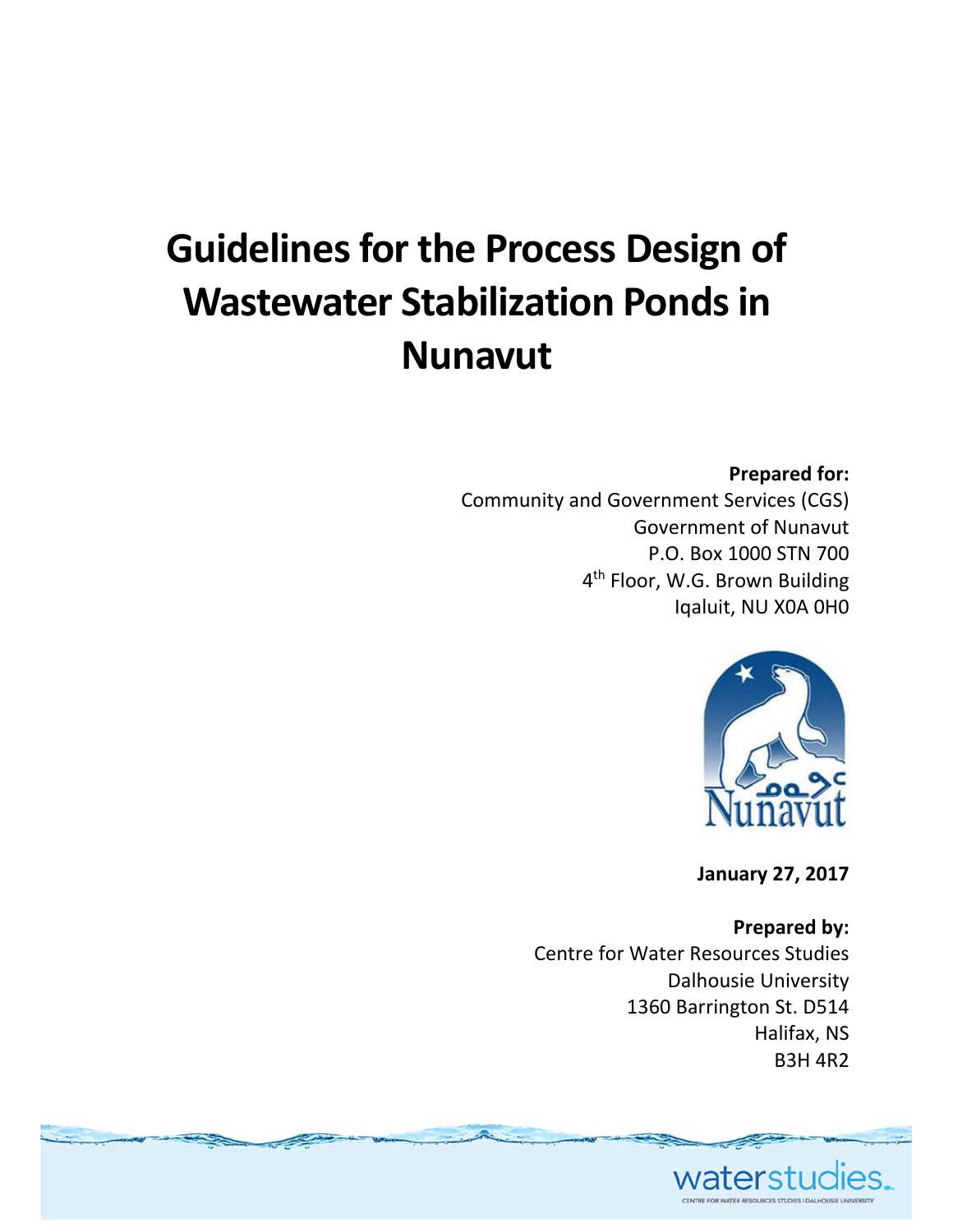# Guidelines for the Process Design of Wastewater Stabilization Ponds in Nunavut

**Prepared for:**
Community and Government Services (CGS)
Government of Nunavut
P.O. Box 1000 STN 700
4th Floor, W.G. Brown Building
Iqaluit, NU X0A 0H0

**January 27, 2017**

**Prepared by:**
Centre for Water Resources Studies
Dalhousie University
1360 Barrington St. D514
Halifax, NS
B3H 4R2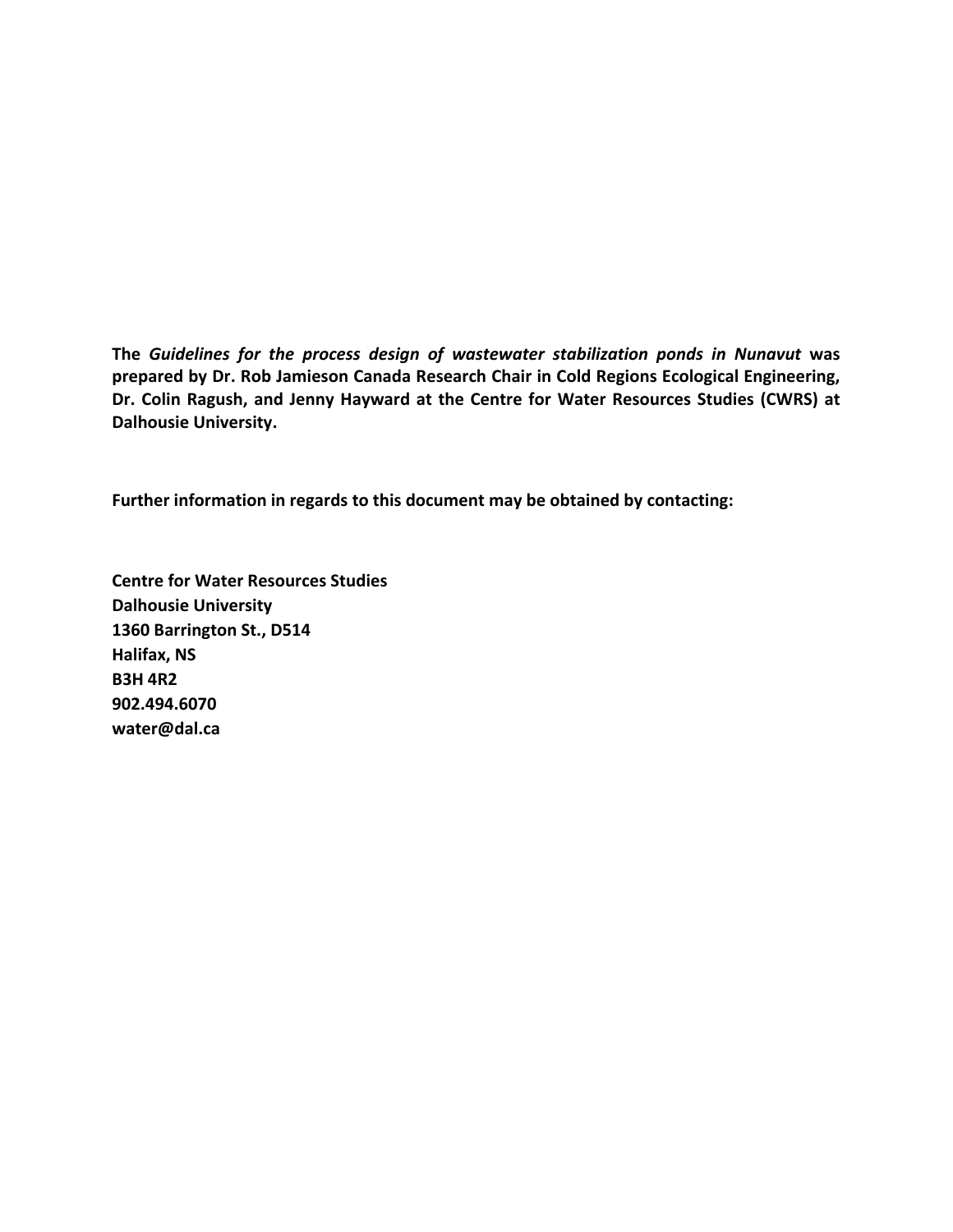**The *Guidelines for the process design of wastewater stabilization ponds in Nunavut* was prepared by Dr. Rob Jamieson Canada Research Chair in Cold Regions Ecological Engineering, Dr. Colin Ragush, and Jenny Hayward at the Centre for Water Resources Studies (CWRS) at Dalhousie University.**

**Further information in regards to this document may be obtained by contacting:**

**Centre for Water Resources Studies**
**Dalhousie University**
**1360 Barrington St., D514**
**Halifax, NS**
**B3H 4R2**
**902.494.6070**
**water@dal.ca**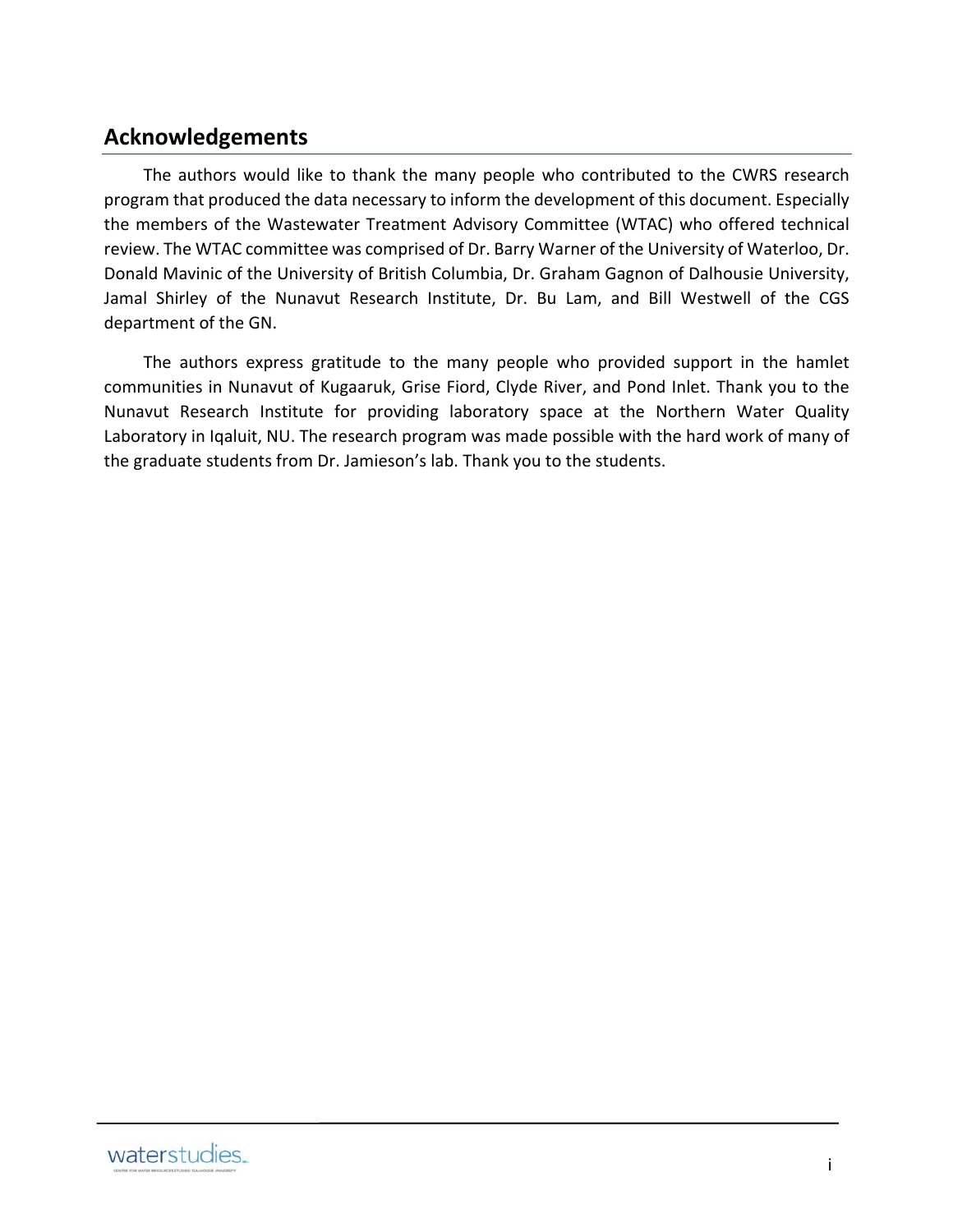## Acknowledgements

The authors would like to thank the many people who contributed to the CWRS research program that produced the data necessary to inform the development of this document. Especially the members of the Wastewater Treatment Advisory Committee (WTAC) who offered technical review. The WTAC committee was comprised of Dr. Barry Warner of the University of Waterloo, Dr. Donald Mavinic of the University of British Columbia, Dr. Graham Gagnon of Dalhousie University, Jamal Shirley of the Nunavut Research Institute, Dr. Bu Lam, and Bill Westwell of the CGS department of the GN.

The authors express gratitude to the many people who provided support in the hamlet communities in Nunavut of Kugaaruk, Grise Fiord, Clyde River, and Pond Inlet. Thank you to the Nunavut Research Institute for providing laboratory space at the Northern Water Quality Laboratory in Iqaluit, NU. The research program was made possible with the hard work of many of the graduate students from Dr. Jamieson's lab. Thank you to the students.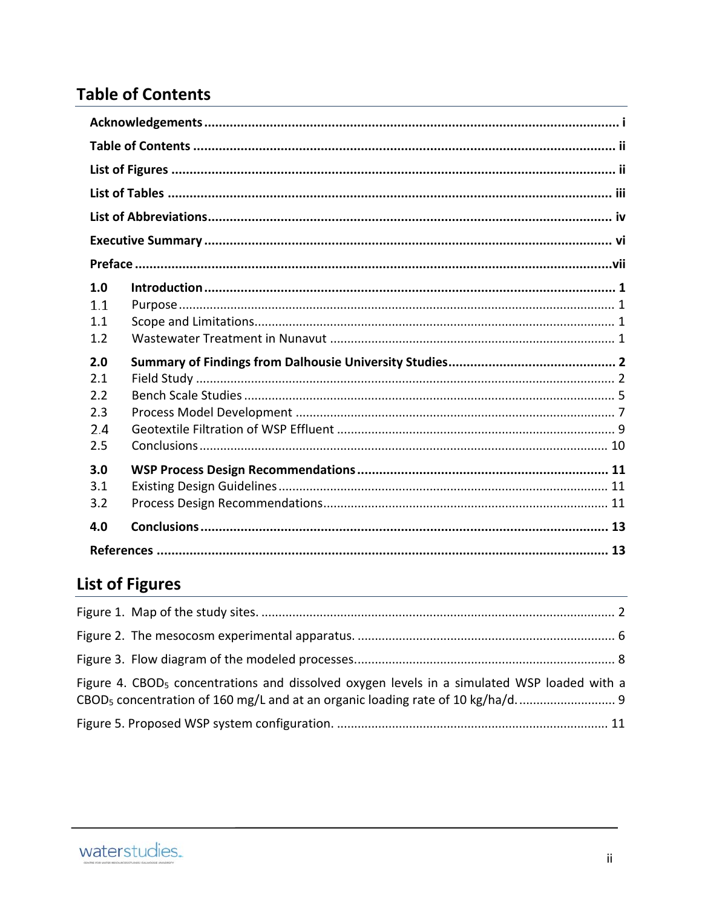## Table of Contents

**Acknowledgements** .................................................................................................................. **i**

**Table of Contents** ..................................................................................................................... **ii**

**List of Figures** .......................................................................................................................... **ii**

**List of Tables** ........................................................................................................................... **iii**

**List of Abbreviations** ................................................................................................................ **iv**

**Executive Summary** ................................................................................................................. **vi**

**Preface** ....................................................................................................................................**vii**

**1.0 Introduction** ....................................................................................................................... **1**
1.1 Purpose .................................................................................................................................. 1
1.1 Scope and Limitations............................................................................................................ 1
1.2 Wastewater Treatment in Nunavut ........................................................................................ 1

**2.0 Summary of Findings from Dalhousie University Studies** ............................................... **2**
2.1 Field Study ............................................................................................................................. 2
2.2 Bench Scale Studies ............................................................................................................... 5
2.3 Process Model Development ................................................................................................. 7
2.4 Geotextile Filtration of WSP Effluent ................................................................................... 9
2.5 Conclusions ......................................................................................................................... 10

**3.0 WSP Process Design Recommendations** ....................................................................... **11**
3.1 Existing Design Guidelines .................................................................................................. 11
3.2 Process Design Recommendations....................................................................................... 11

**4.0 Conclusions** ...................................................................................................................... **13**

**References** ............................................................................................................................... **13**

## List of Figures

Figure 1. Map of the study sites. ...................................................................................................... 2

Figure 2. The mesocosm experimental apparatus. ........................................................................... 6

Figure 3. Flow diagram of the modeled processes............................................................................ 8

Figure 4. $CBOD_5$ concentrations and dissolved oxygen levels in a simulated WSP loaded with a $CBOD_5$ concentration of 160 mg/L and at an organic loading rate of 10 kg/ha/d. ........................... 9

Figure 5. Proposed WSP system configuration. .............................................................................. 11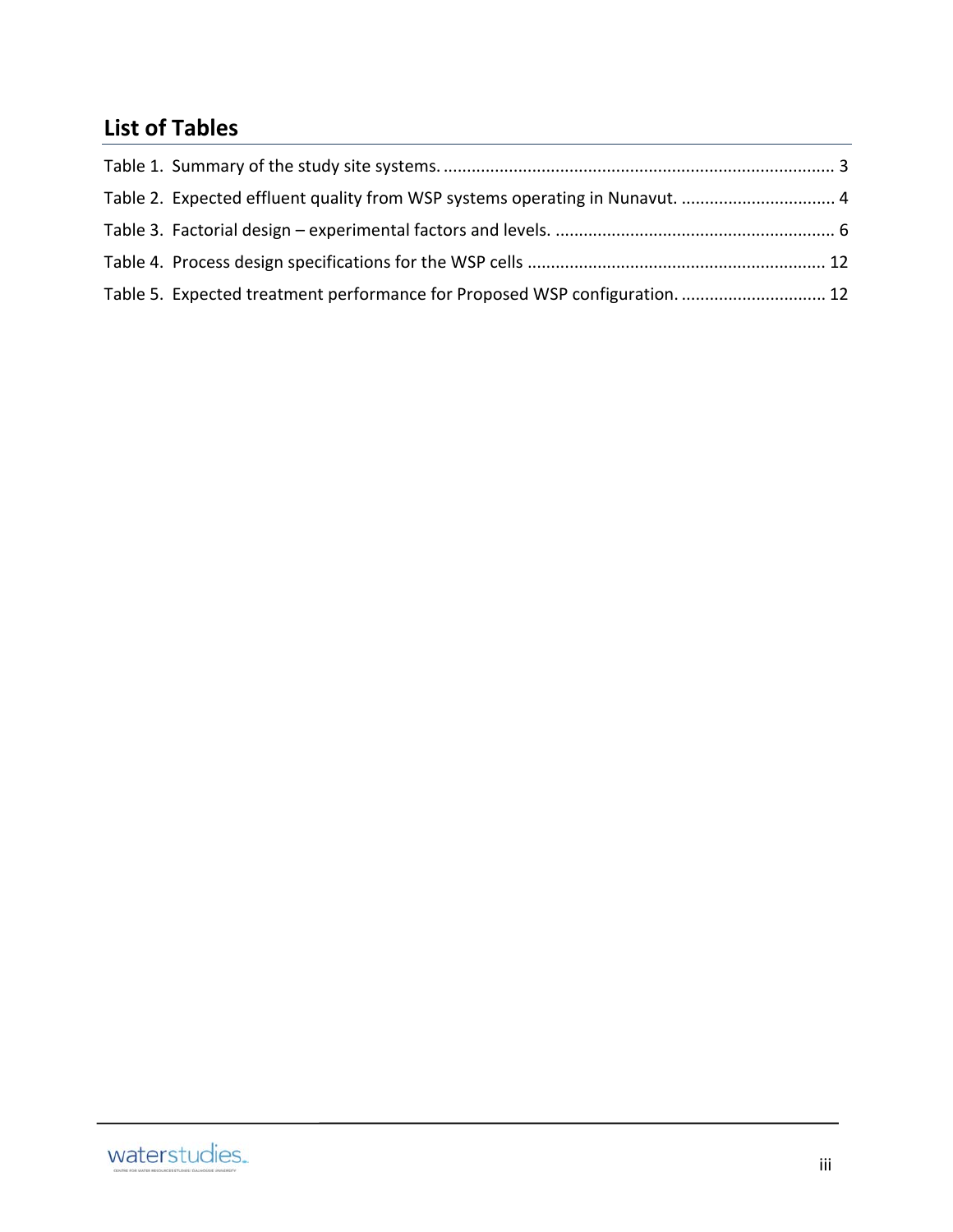## List of Tables

Table 1. Summary of the study site systems. .................................................................................... 3

Table 2. Expected effluent quality from WSP systems operating in Nunavut. ................................. 4

Table 3. Factorial design – experimental factors and levels. ............................................................ 6

Table 4. Process design specifications for the WSP cells ................................................................ 12

Table 5. Expected treatment performance for Proposed WSP configuration. ............................... 12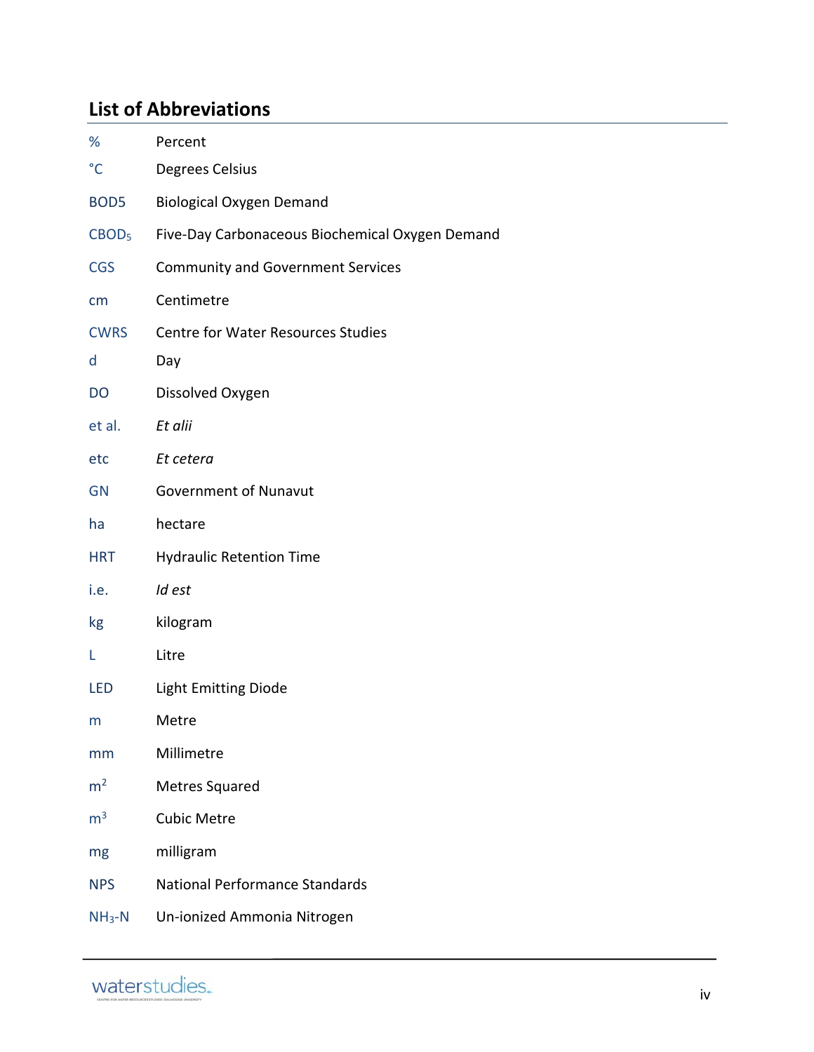## List of Abbreviations

| | |
|---|---|
| % | Percent |
| °C | Degrees Celsius |
| BOD5 | Biological Oxygen Demand |
| $CBOD_5$ | Five-Day Carbonaceous Biochemical Oxygen Demand |
| CGS | Community and Government Services |
| cm | Centimetre |
| CWRS | Centre for Water Resources Studies |
| d | Day |
| DO | Dissolved Oxygen |
| et al. | *Et alii* |
| etc | *Et cetera* |
| GN | Government of Nunavut |
| ha | hectare |
| HRT | Hydraulic Retention Time |
| i.e. | *Id est* |
| kg | kilogram |
| L | Litre |
| LED | Light Emitting Diode |
| m | Metre |
| mm | Millimetre |
| $m^2$ | Metres Squared |
| $m^3$ | Cubic Metre |
| mg | milligram |
| NPS | National Performance Standards |
| $NH_3$-N | Un-ionized Ammonia Nitrogen |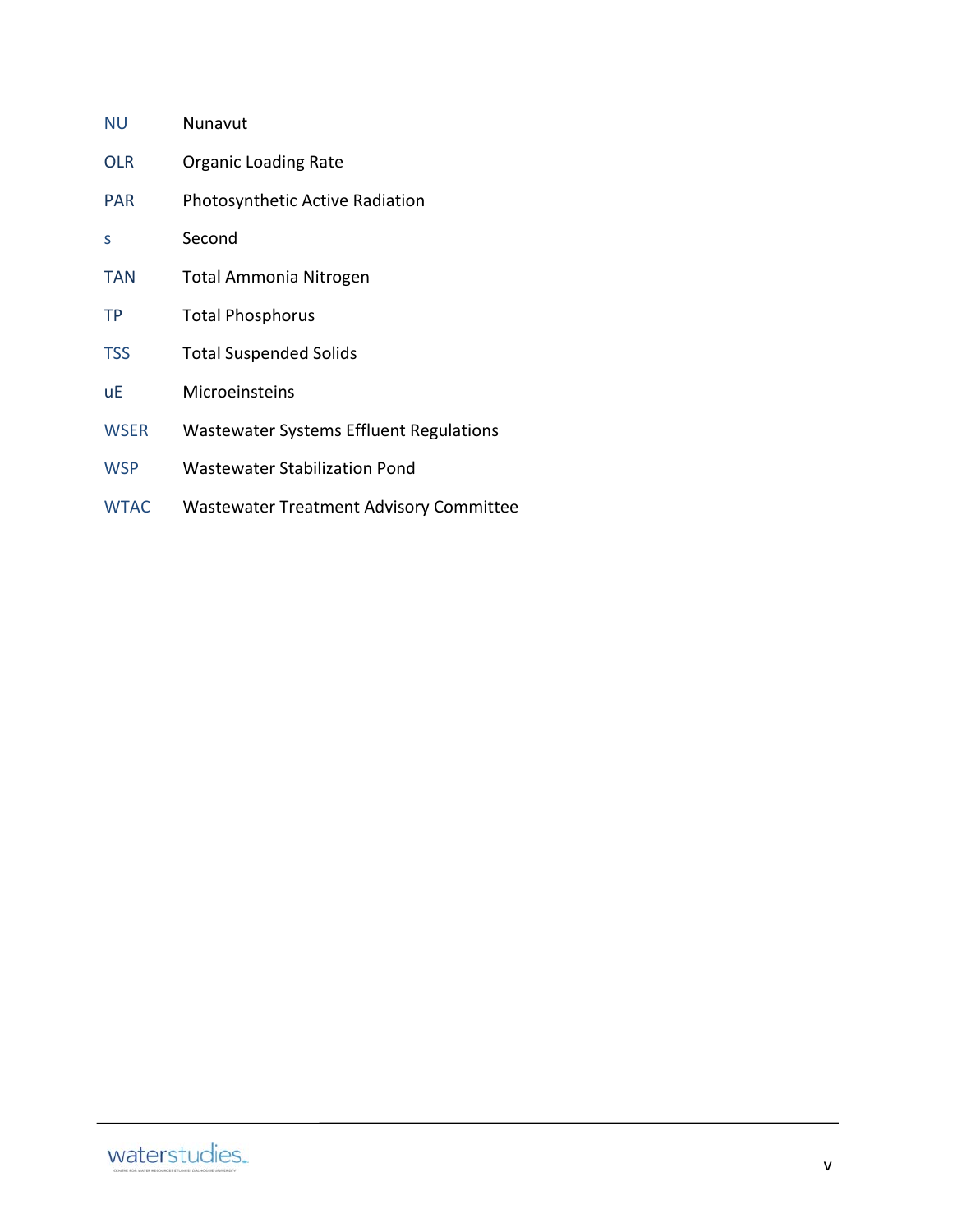| | |
|---|---|
| NU | Nunavut |
| OLR | Organic Loading Rate |
| PAR | Photosynthetic Active Radiation |
| s | Second |
| TAN | Total Ammonia Nitrogen |
| TP | Total Phosphorus |
| TSS | Total Suspended Solids |
| uE | Microeinsteins |
| WSER | Wastewater Systems Effluent Regulations |
| WSP | Wastewater Stabilization Pond |
| WTAC | Wastewater Treatment Advisory Committee |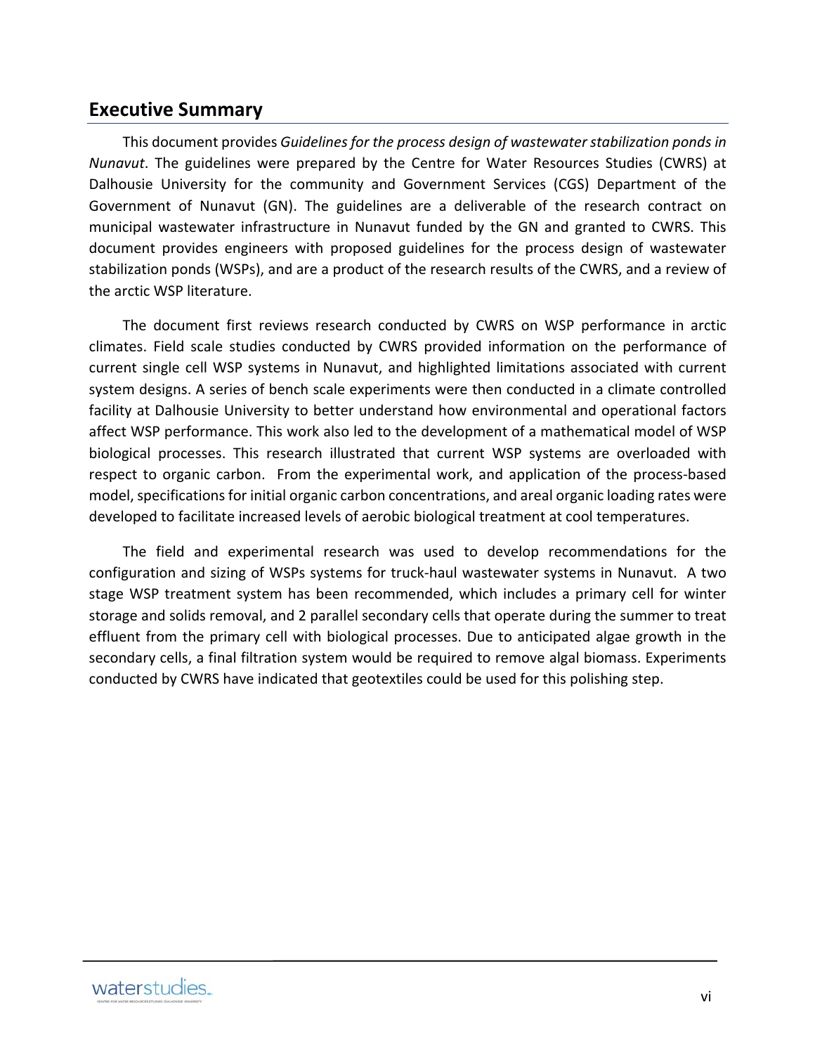## Executive Summary

This document provides *Guidelines for the process design of wastewater stabilization ponds in Nunavut*. The guidelines were prepared by the Centre for Water Resources Studies (CWRS) at Dalhousie University for the community and Government Services (CGS) Department of the Government of Nunavut (GN). The guidelines are a deliverable of the research contract on municipal wastewater infrastructure in Nunavut funded by the GN and granted to CWRS. This document provides engineers with proposed guidelines for the process design of wastewater stabilization ponds (WSPs), and are a product of the research results of the CWRS, and a review of the arctic WSP literature.

The document first reviews research conducted by CWRS on WSP performance in arctic climates. Field scale studies conducted by CWRS provided information on the performance of current single cell WSP systems in Nunavut, and highlighted limitations associated with current system designs. A series of bench scale experiments were then conducted in a climate controlled facility at Dalhousie University to better understand how environmental and operational factors affect WSP performance. This work also led to the development of a mathematical model of WSP biological processes. This research illustrated that current WSP systems are overloaded with respect to organic carbon. From the experimental work, and application of the process-based model, specifications for initial organic carbon concentrations, and areal organic loading rates were developed to facilitate increased levels of aerobic biological treatment at cool temperatures.

The field and experimental research was used to develop recommendations for the configuration and sizing of WSPs systems for truck-haul wastewater systems in Nunavut. A two stage WSP treatment system has been recommended, which includes a primary cell for winter storage and solids removal, and 2 parallel secondary cells that operate during the summer to treat effluent from the primary cell with biological processes. Due to anticipated algae growth in the secondary cells, a final filtration system would be required to remove algal biomass. Experiments conducted by CWRS have indicated that geotextiles could be used for this polishing step.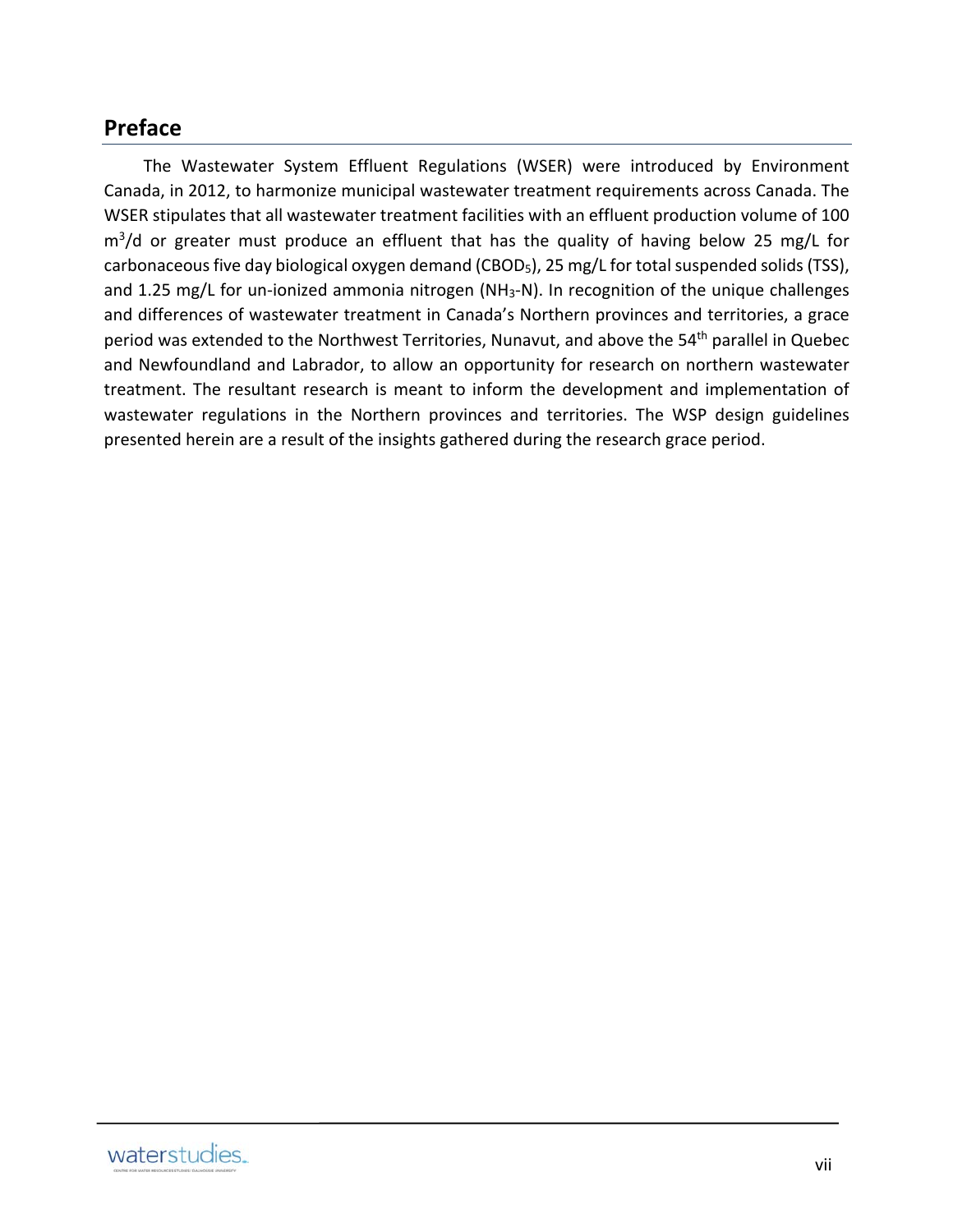## Preface

The Wastewater System Effluent Regulations (WSER) were introduced by Environment Canada, in 2012, to harmonize municipal wastewater treatment requirements across Canada. The WSER stipulates that all wastewater treatment facilities with an effluent production volume of 100 $m^3$/d or greater must produce an effluent that has the quality of having below 25 mg/L for carbonaceous five day biological oxygen demand ($CBOD_5$), 25 mg/L for total suspended solids (TSS), and 1.25 mg/L for un-ionized ammonia nitrogen ($NH_3$-N). In recognition of the unique challenges and differences of wastewater treatment in Canada's Northern provinces and territories, a grace period was extended to the Northwest Territories, Nunavut, and above the 54$^{th}$ parallel in Quebec and Newfoundland and Labrador, to allow an opportunity for research on northern wastewater treatment. The resultant research is meant to inform the development and implementation of wastewater regulations in the Northern provinces and territories. The WSP design guidelines presented herein are a result of the insights gathered during the research grace period.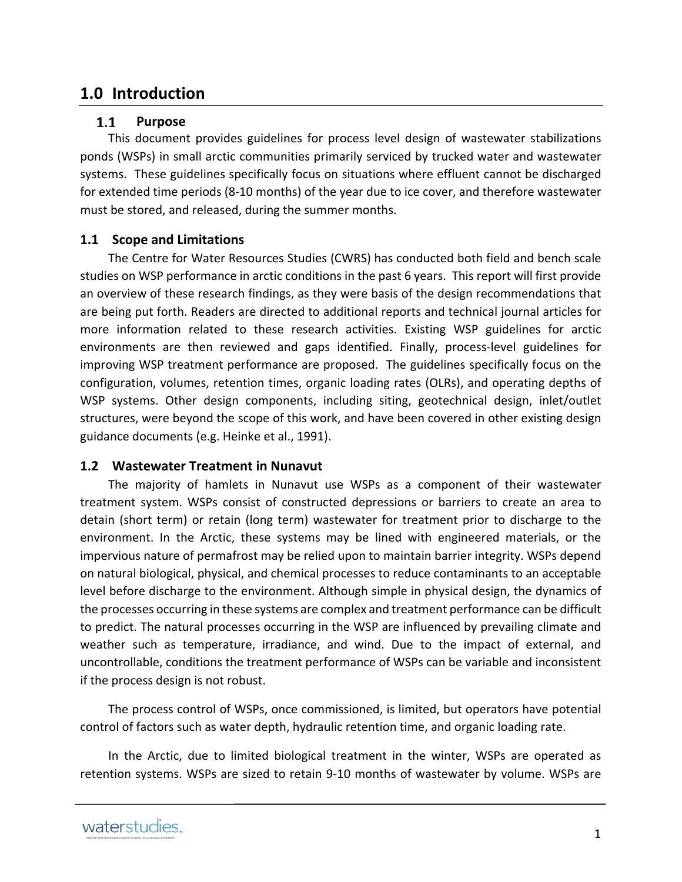# 1.0 Introduction

## 1.1 Purpose

This document provides guidelines for process level design of wastewater stabilizations ponds (WSPs) in small arctic communities primarily serviced by trucked water and wastewater systems. These guidelines specifically focus on situations where effluent cannot be discharged for extended time periods (8-10 months) of the year due to ice cover, and therefore wastewater must be stored, and released, during the summer months.

## 1.1 Scope and Limitations

The Centre for Water Resources Studies (CWRS) has conducted both field and bench scale studies on WSP performance in arctic conditions in the past 6 years. This report will first provide an overview of these research findings, as they were basis of the design recommendations that are being put forth. Readers are directed to additional reports and technical journal articles for more information related to these research activities. Existing WSP guidelines for arctic environments are then reviewed and gaps identified. Finally, process-level guidelines for improving WSP treatment performance are proposed. The guidelines specifically focus on the configuration, volumes, retention times, organic loading rates (OLRs), and operating depths of WSP systems. Other design components, including siting, geotechnical design, inlet/outlet structures, were beyond the scope of this work, and have been covered in other existing design guidance documents (e.g. Heinke et al., 1991).

## 1.2 Wastewater Treatment in Nunavut

The majority of hamlets in Nunavut use WSPs as a component of their wastewater treatment system. WSPs consist of constructed depressions or barriers to create an area to detain (short term) or retain (long term) wastewater for treatment prior to discharge to the environment. In the Arctic, these systems may be lined with engineered materials, or the impervious nature of permafrost may be relied upon to maintain barrier integrity. WSPs depend on natural biological, physical, and chemical processes to reduce contaminants to an acceptable level before discharge to the environment. Although simple in physical design, the dynamics of the processes occurring in these systems are complex and treatment performance can be difficult to predict. The natural processes occurring in the WSP are influenced by prevailing climate and weather such as temperature, irradiance, and wind. Due to the impact of external, and uncontrollable, conditions the treatment performance of WSPs can be variable and inconsistent if the process design is not robust.

The process control of WSPs, once commissioned, is limited, but operators have potential control of factors such as water depth, hydraulic retention time, and organic loading rate.

In the Arctic, due to limited biological treatment in the winter, WSPs are operated as retention systems. WSPs are sized to retain 9-10 months of wastewater by volume. WSPs are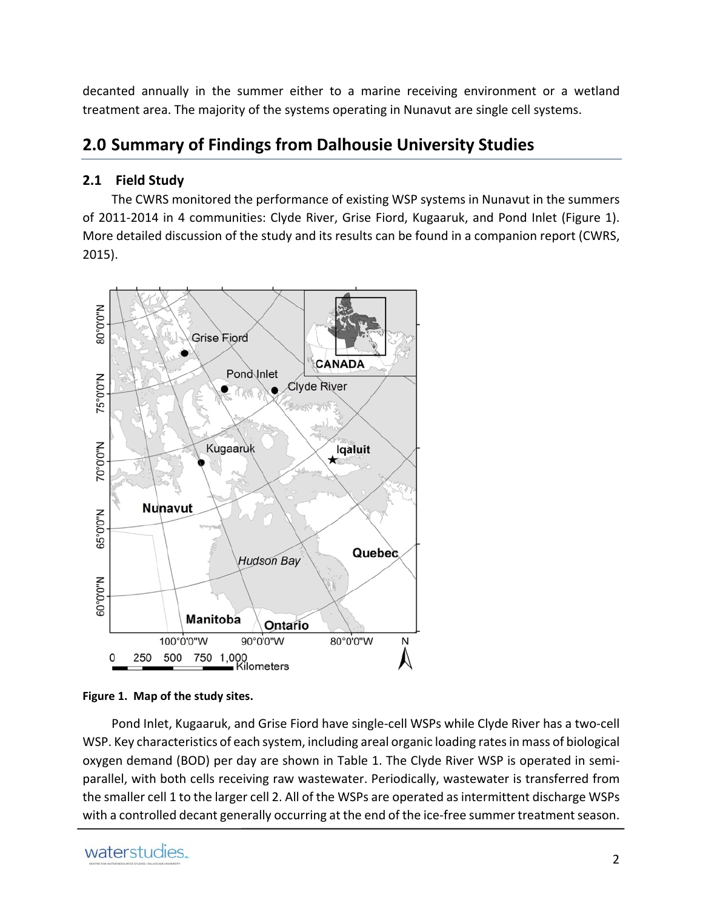decanted annually in the summer either to a marine receiving environment or a wetland treatment area. The majority of the systems operating in Nunavut are single cell systems.

## 2.0 Summary of Findings from Dalhousie University Studies

### 2.1 Field Study

The CWRS monitored the performance of existing WSP systems in Nunavut in the summers of 2011-2014 in 4 communities: Clyde River, Grise Fiord, Kugaaruk, and Pond Inlet (Figure 1). More detailed discussion of the study and its results can be found in a companion report (CWRS, 2015).

**Figure 1. Map of the study sites.**

Pond Inlet, Kugaaruk, and Grise Fiord have single-cell WSPs while Clyde River has a two-cell WSP. Key characteristics of each system, including areal organic loading rates in mass of biological oxygen demand (BOD) per day are shown in Table 1. The Clyde River WSP is operated in semi-parallel, with both cells receiving raw wastewater. Periodically, wastewater is transferred from the smaller cell 1 to the larger cell 2. All of the WSPs are operated as intermittent discharge WSPs with a controlled decant generally occurring at the end of the ice-free summer treatment season.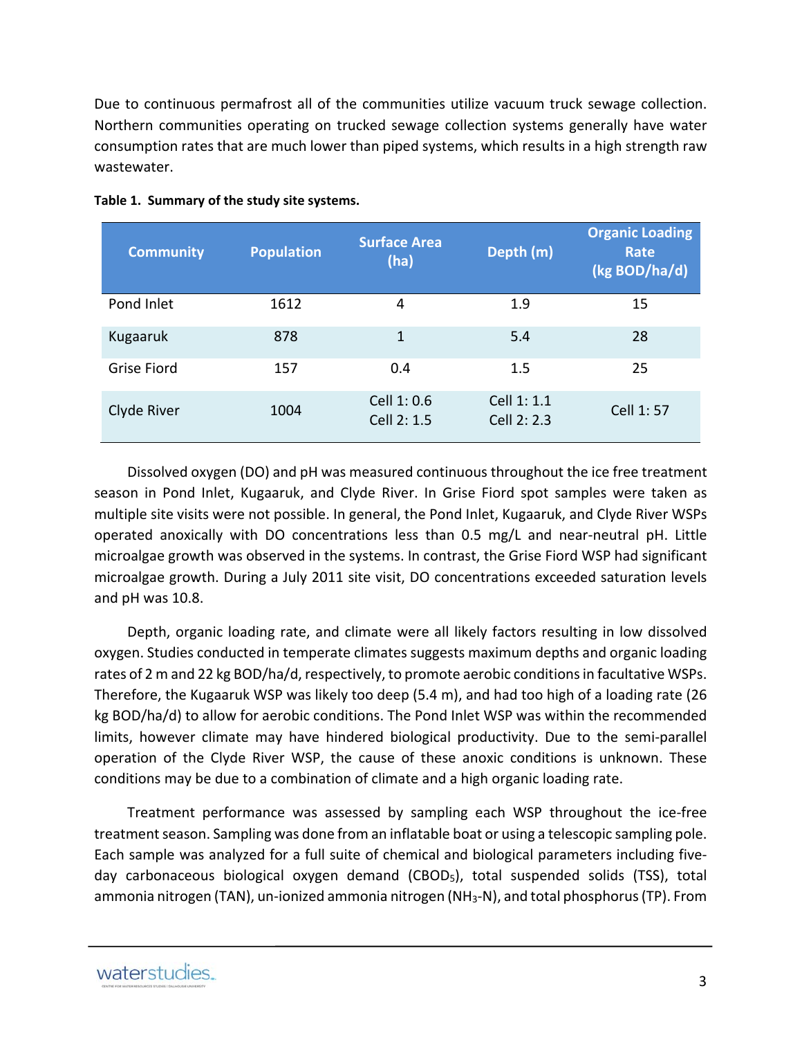Due to continuous permafrost all of the communities utilize vacuum truck sewage collection. Northern communities operating on trucked sewage collection systems generally have water consumption rates that are much lower than piped systems, which results in a high strength raw wastewater.

**Table 1. Summary of the study site systems.**

| Community | Population | Surface Area (ha) | Depth (m) | Organic Loading Rate (kg BOD/ha/d) |
|---|---|---|---|---|
| Pond Inlet | 1612 | 4 | 1.9 | 15 |
| Kugaaruk | 878 | 1 | 5.4 | 28 |
| Grise Fiord | 157 | 0.4 | 1.5 | 25 |
| Clyde River | 1004 | Cell 1: 0.6<br>Cell 2: 1.5 | Cell 1: 1.1<br>Cell 2: 2.3 | Cell 1: 57 |

Dissolved oxygen (DO) and pH was measured continuous throughout the ice free treatment season in Pond Inlet, Kugaaruk, and Clyde River. In Grise Fiord spot samples were taken as multiple site visits were not possible. In general, the Pond Inlet, Kugaaruk, and Clyde River WSPs operated anoxically with DO concentrations less than 0.5 mg/L and near-neutral pH. Little microalgae growth was observed in the systems. In contrast, the Grise Fiord WSP had significant microalgae growth. During a July 2011 site visit, DO concentrations exceeded saturation levels and pH was 10.8.

Depth, organic loading rate, and climate were all likely factors resulting in low dissolved oxygen. Studies conducted in temperate climates suggests maximum depths and organic loading rates of 2 m and 22 kg BOD/ha/d, respectively, to promote aerobic conditions in facultative WSPs. Therefore, the Kugaaruk WSP was likely too deep (5.4 m), and had too high of a loading rate (26 kg BOD/ha/d) to allow for aerobic conditions. The Pond Inlet WSP was within the recommended limits, however climate may have hindered biological productivity. Due to the semi-parallel operation of the Clyde River WSP, the cause of these anoxic conditions is unknown. These conditions may be due to a combination of climate and a high organic loading rate.

Treatment performance was assessed by sampling each WSP throughout the ice-free treatment season. Sampling was done from an inflatable boat or using a telescopic sampling pole. Each sample was analyzed for a full suite of chemical and biological parameters including five-day carbonaceous biological oxygen demand ($CBOD_5$), total suspended solids (TSS), total ammonia nitrogen (TAN), un-ionized ammonia nitrogen ($NH_3$-N), and total phosphorus (TP). From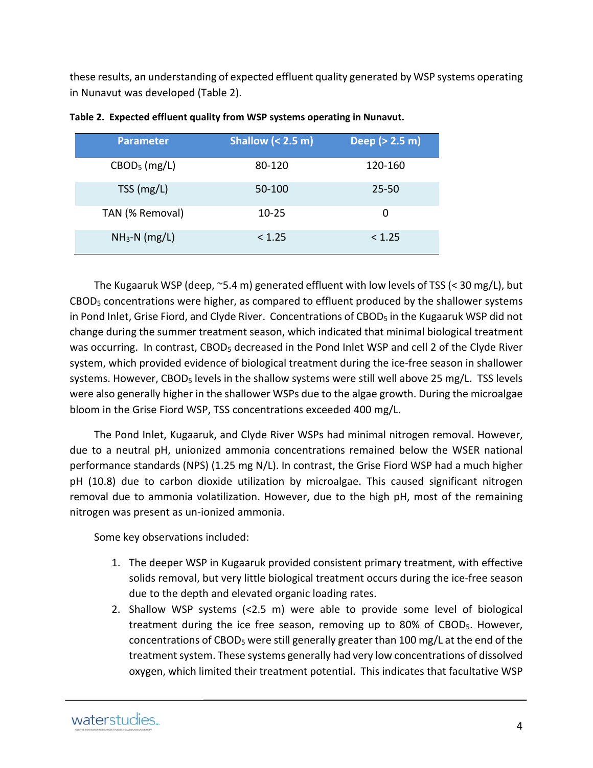these results, an understanding of expected effluent quality generated by WSP systems operating in Nunavut was developed (Table 2).

**Table 2. Expected effluent quality from WSP systems operating in Nunavut.**

| Parameter | Shallow (< 2.5 m) | Deep (> 2.5 m) |
|---|---|---|
| $CBOD_5$ (mg/L) | 80-120 | 120-160 |
| TSS (mg/L) | 50-100 | 25-50 |
| TAN (% Removal) | 10-25 | 0 |
| $NH_3$-N (mg/L) | < 1.25 | < 1.25 |

The Kugaaruk WSP (deep, ~5.4 m) generated effluent with low levels of TSS (< 30 mg/L), but $CBOD_5$ concentrations were higher, as compared to effluent produced by the shallower systems in Pond Inlet, Grise Fiord, and Clyde River. Concentrations of $CBOD_5$ in the Kugaaruk WSP did not change during the summer treatment season, which indicated that minimal biological treatment was occurring. In contrast, $CBOD_5$ decreased in the Pond Inlet WSP and cell 2 of the Clyde River system, which provided evidence of biological treatment during the ice-free season in shallower systems. However, $CBOD_5$ levels in the shallow systems were still well above 25 mg/L. TSS levels were also generally higher in the shallower WSPs due to the algae growth. During the microalgae bloom in the Grise Fiord WSP, TSS concentrations exceeded 400 mg/L.

The Pond Inlet, Kugaaruk, and Clyde River WSPs had minimal nitrogen removal. However, due to a neutral pH, unionized ammonia concentrations remained below the WSER national performance standards (NPS) (1.25 mg N/L). In contrast, the Grise Fiord WSP had a much higher pH (10.8) due to carbon dioxide utilization by microalgae. This caused significant nitrogen removal due to ammonia volatilization. However, due to the high pH, most of the remaining nitrogen was present as un-ionized ammonia.

Some key observations included:

1. The deeper WSP in Kugaaruk provided consistent primary treatment, with effective solids removal, but very little biological treatment occurs during the ice-free season due to the depth and elevated organic loading rates.
2. Shallow WSP systems (<2.5 m) were able to provide some level of biological treatment during the ice free season, removing up to 80% of $CBOD_5$. However, concentrations of $CBOD_5$ were still generally greater than 100 mg/L at the end of the treatment system. These systems generally had very low concentrations of dissolved oxygen, which limited their treatment potential. This indicates that facultative WSP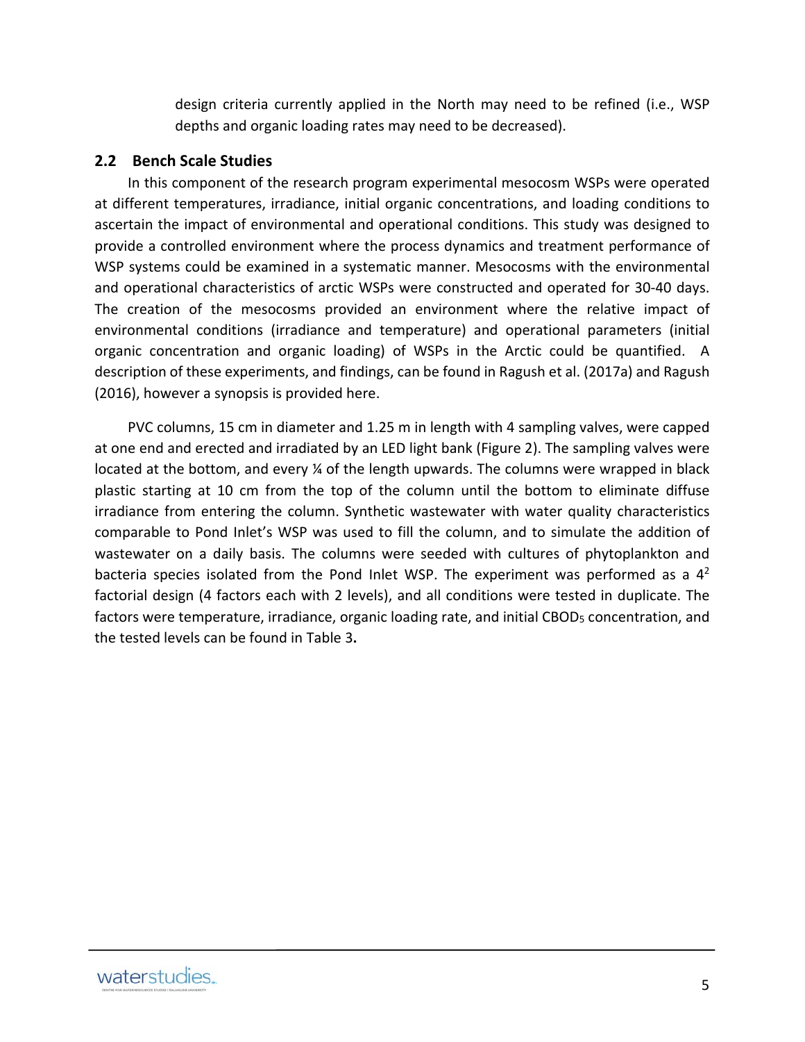design criteria currently applied in the North may need to be refined (i.e., WSP depths and organic loading rates may need to be decreased).

## 2.2 Bench Scale Studies

In this component of the research program experimental mesocosm WSPs were operated at different temperatures, irradiance, initial organic concentrations, and loading conditions to ascertain the impact of environmental and operational conditions. This study was designed to provide a controlled environment where the process dynamics and treatment performance of WSP systems could be examined in a systematic manner. Mesocosms with the environmental and operational characteristics of arctic WSPs were constructed and operated for 30-40 days. The creation of the mesocosms provided an environment where the relative impact of environmental conditions (irradiance and temperature) and operational parameters (initial organic concentration and organic loading) of WSPs in the Arctic could be quantified. A description of these experiments, and findings, can be found in Ragush et al. (2017a) and Ragush (2016), however a synopsis is provided here.

PVC columns, 15 cm in diameter and 1.25 m in length with 4 sampling valves, were capped at one end and erected and irradiated by an LED light bank (Figure 2). The sampling valves were located at the bottom, and every ¼ of the length upwards. The columns were wrapped in black plastic starting at 10 cm from the top of the column until the bottom to eliminate diffuse irradiance from entering the column. Synthetic wastewater with water quality characteristics comparable to Pond Inlet's WSP was used to fill the column, and to simulate the addition of wastewater on a daily basis. The columns were seeded with cultures of phytoplankton and bacteria species isolated from the Pond Inlet WSP. The experiment was performed as a $4^2$ factorial design (4 factors each with 2 levels), and all conditions were tested in duplicate. The factors were temperature, irradiance, organic loading rate, and initial $CBOD_5$ concentration, and the tested levels can be found in Table 3**.**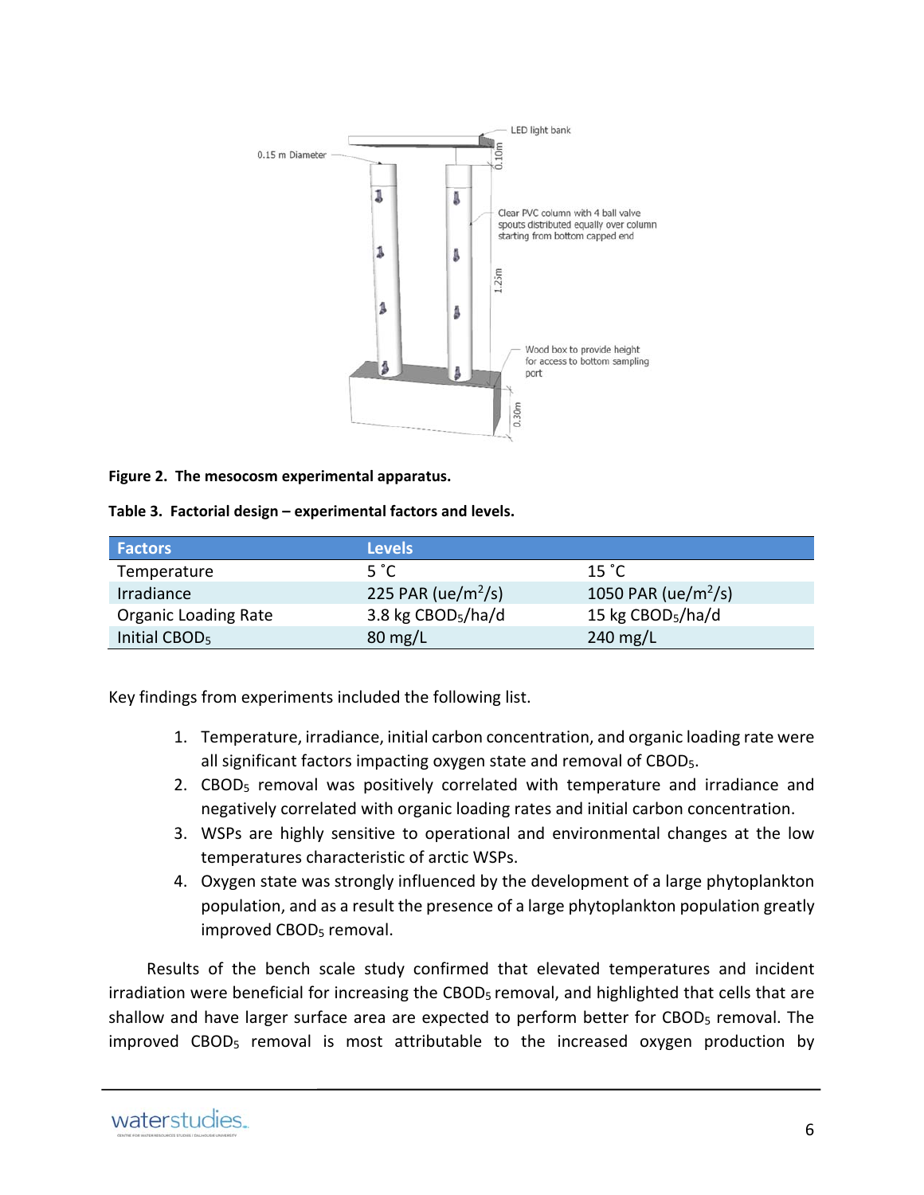**Figure 2. The mesocosm experimental apparatus.**

**Table 3. Factorial design – experimental factors and levels.**

| Factors | Levels | |
|---|---|---|
| Temperature | 5 ˚C | 15 ˚C |
| Irradiance | 225 PAR (ue/m$^2$/s) | 1050 PAR (ue/m$^2$/s) |
| Organic Loading Rate | 3.8 kg $CBOD_5$/ha/d | 15 kg $CBOD_5$/ha/d |
| Initial $CBOD_5$ | 80 mg/L | 240 mg/L |

Key findings from experiments included the following list.

1. Temperature, irradiance, initial carbon concentration, and organic loading rate were all significant factors impacting oxygen state and removal of $CBOD_5$.
2. $CBOD_5$ removal was positively correlated with temperature and irradiance and negatively correlated with organic loading rates and initial carbon concentration.
3. WSPs are highly sensitive to operational and environmental changes at the low temperatures characteristic of arctic WSPs.
4. Oxygen state was strongly influenced by the development of a large phytoplankton population, and as a result the presence of a large phytoplankton population greatly improved $CBOD_5$ removal.

Results of the bench scale study confirmed that elevated temperatures and incident irradiation were beneficial for increasing the $CBOD_5$ removal, and highlighted that cells that are shallow and have larger surface area are expected to perform better for $CBOD_5$ removal. The improved $CBOD_5$ removal is most attributable to the increased oxygen production by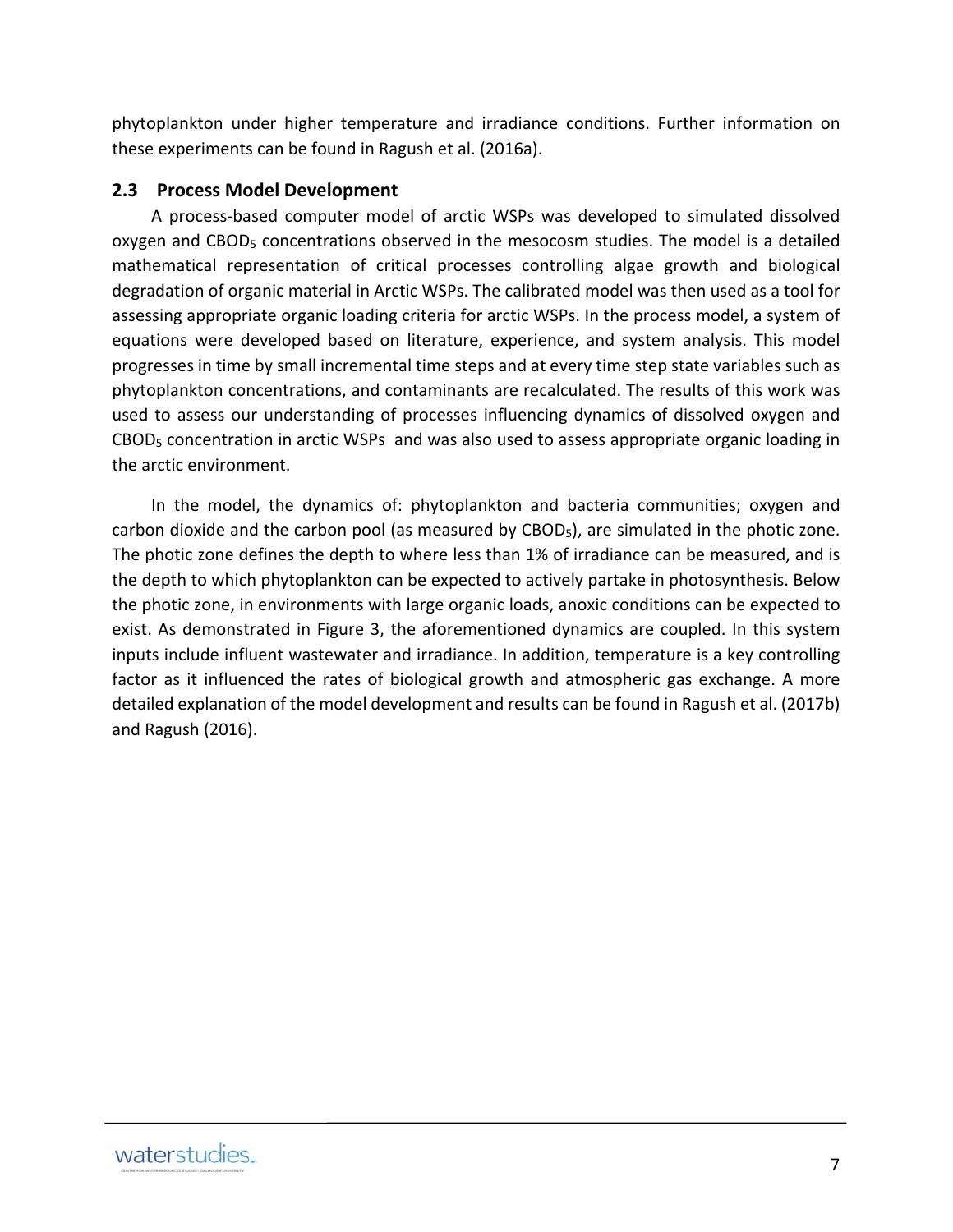phytoplankton under higher temperature and irradiance conditions. Further information on these experiments can be found in Ragush et al. (2016a).

## 2.3 Process Model Development

A process-based computer model of arctic WSPs was developed to simulated dissolved oxygen and $CBOD_5$ concentrations observed in the mesocosm studies. The model is a detailed mathematical representation of critical processes controlling algae growth and biological degradation of organic material in Arctic WSPs. The calibrated model was then used as a tool for assessing appropriate organic loading criteria for arctic WSPs. In the process model, a system of equations were developed based on literature, experience, and system analysis. This model progresses in time by small incremental time steps and at every time step state variables such as phytoplankton concentrations, and contaminants are recalculated. The results of this work was used to assess our understanding of processes influencing dynamics of dissolved oxygen and $CBOD_5$ concentration in arctic WSPs and was also used to assess appropriate organic loading in the arctic environment.

In the model, the dynamics of: phytoplankton and bacteria communities; oxygen and carbon dioxide and the carbon pool (as measured by $CBOD_5$), are simulated in the photic zone. The photic zone defines the depth to where less than 1% of irradiance can be measured, and is the depth to which phytoplankton can be expected to actively partake in photosynthesis. Below the photic zone, in environments with large organic loads, anoxic conditions can be expected to exist. As demonstrated in Figure 3, the aforementioned dynamics are coupled. In this system inputs include influent wastewater and irradiance. In addition, temperature is a key controlling factor as it influenced the rates of biological growth and atmospheric gas exchange. A more detailed explanation of the model development and results can be found in Ragush et al. (2017b) and Ragush (2016).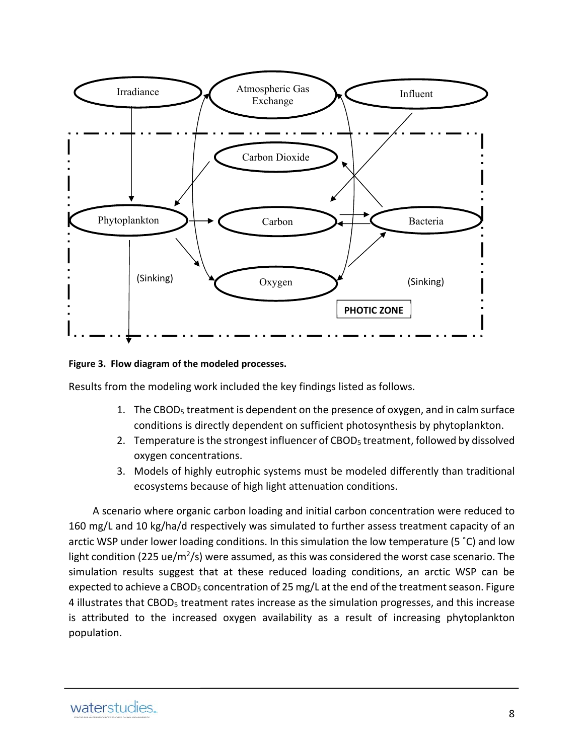**Figure 3. Flow diagram of the modeled processes.**

Results from the modeling work included the key findings listed as follows.

1. The $CBOD_5$ treatment is dependent on the presence of oxygen, and in calm surface conditions is directly dependent on sufficient photosynthesis by phytoplankton.
2. Temperature is the strongest influencer of $CBOD_5$ treatment, followed by dissolved oxygen concentrations.
3. Models of highly eutrophic systems must be modeled differently than traditional ecosystems because of high light attenuation conditions.

A scenario where organic carbon loading and initial carbon concentration were reduced to 160 mg/L and 10 kg/ha/d respectively was simulated to further assess treatment capacity of an arctic WSP under lower loading conditions. In this simulation the low temperature (5 ˚C) and low light condition (225 ue/$m^2$/s) were assumed, as this was considered the worst case scenario. The simulation results suggest that at these reduced loading conditions, an arctic WSP can be expected to achieve a $CBOD_5$ concentration of 25 mg/L at the end of the treatment season. Figure 4 illustrates that $CBOD_5$ treatment rates increase as the simulation progresses, and this increase is attributed to the increased oxygen availability as a result of increasing phytoplankton population.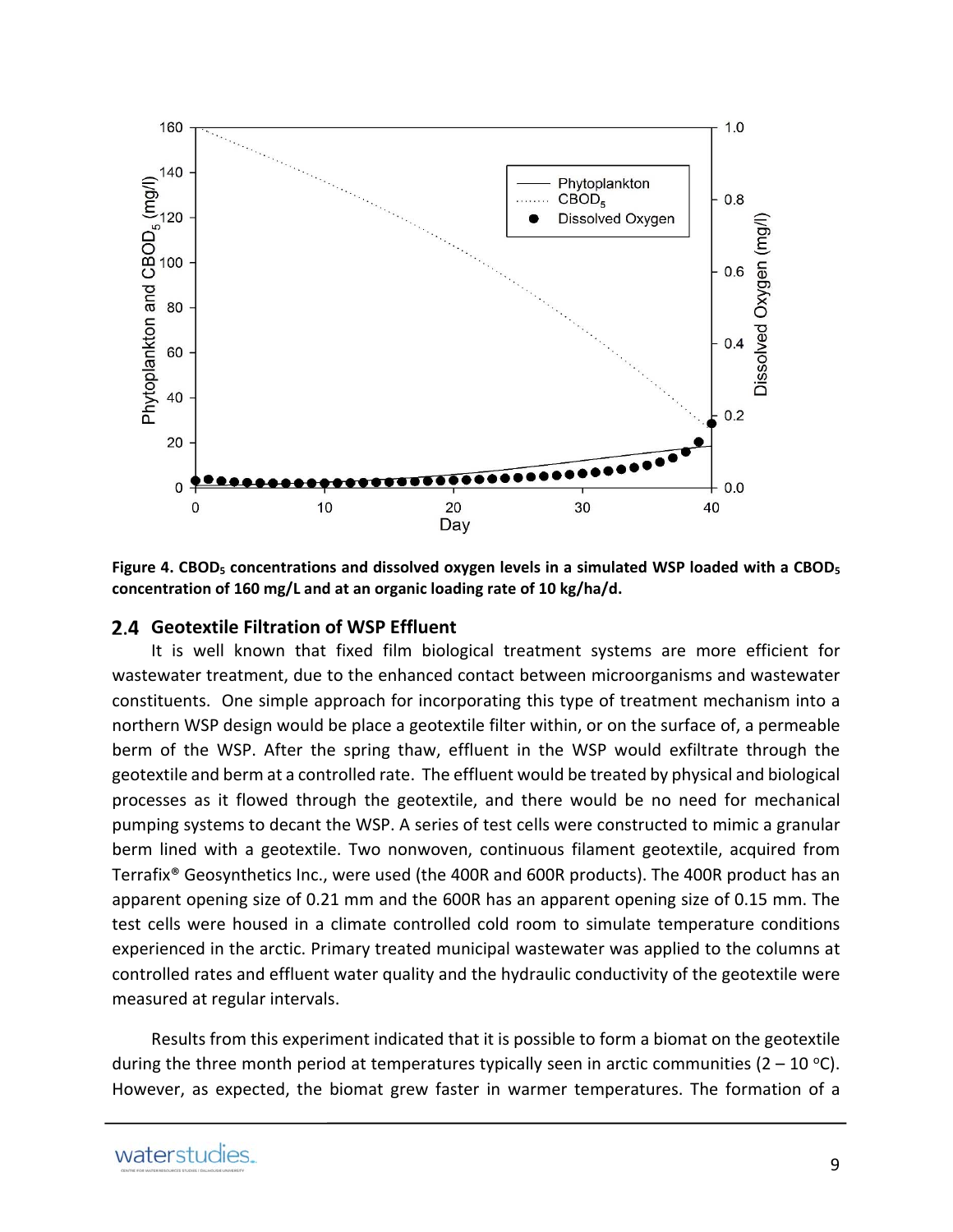**Figure 4. $CBOD_5$ concentrations and dissolved oxygen levels in a simulated WSP loaded with a $CBOD_5$ concentration of 160 mg/L and at an organic loading rate of 10 kg/ha/d.**

## 2.4 Geotextile Filtration of WSP Effluent

It is well known that fixed film biological treatment systems are more efficient for wastewater treatment, due to the enhanced contact between microorganisms and wastewater constituents. One simple approach for incorporating this type of treatment mechanism into a northern WSP design would be place a geotextile filter within, or on the surface of, a permeable berm of the WSP. After the spring thaw, effluent in the WSP would exfiltrate through the geotextile and berm at a controlled rate. The effluent would be treated by physical and biological processes as it flowed through the geotextile, and there would be no need for mechanical pumping systems to decant the WSP. A series of test cells were constructed to mimic a granular berm lined with a geotextile. Two nonwoven, continuous filament geotextile, acquired from Terrafix® Geosynthetics Inc., were used (the 400R and 600R products). The 400R product has an apparent opening size of 0.21 mm and the 600R has an apparent opening size of 0.15 mm. The test cells were housed in a climate controlled cold room to simulate temperature conditions experienced in the arctic. Primary treated municipal wastewater was applied to the columns at controlled rates and effluent water quality and the hydraulic conductivity of the geotextile were measured at regular intervals.

Results from this experiment indicated that it is possible to form a biomat on the geotextile during the three month period at temperatures typically seen in arctic communities (2 – 10 °C). However, as expected, the biomat grew faster in warmer temperatures. The formation of a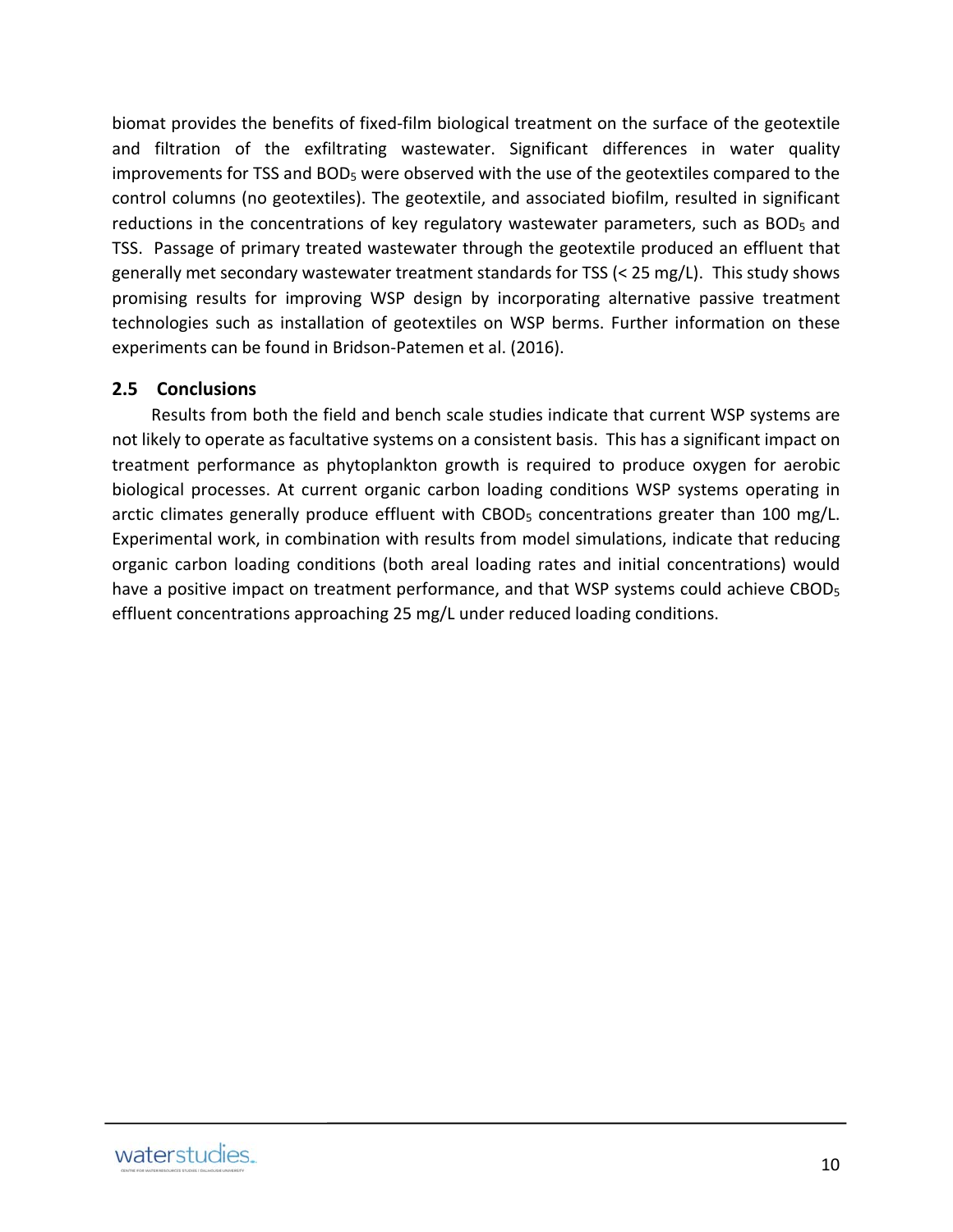biomat provides the benefits of fixed-film biological treatment on the surface of the geotextile and filtration of the exfiltrating wastewater. Significant differences in water quality improvements for TSS and $BOD_5$ were observed with the use of the geotextiles compared to the control columns (no geotextiles). The geotextile, and associated biofilm, resulted in significant reductions in the concentrations of key regulatory wastewater parameters, such as $BOD_5$ and TSS. Passage of primary treated wastewater through the geotextile produced an effluent that generally met secondary wastewater treatment standards for TSS (< 25 mg/L). This study shows promising results for improving WSP design by incorporating alternative passive treatment technologies such as installation of geotextiles on WSP berms. Further information on these experiments can be found in Bridson-Patemen et al. (2016).

## 2.5 Conclusions

Results from both the field and bench scale studies indicate that current WSP systems are not likely to operate as facultative systems on a consistent basis. This has a significant impact on treatment performance as phytoplankton growth is required to produce oxygen for aerobic biological processes. At current organic carbon loading conditions WSP systems operating in arctic climates generally produce effluent with $CBOD_5$ concentrations greater than 100 mg/L. Experimental work, in combination with results from model simulations, indicate that reducing organic carbon loading conditions (both areal loading rates and initial concentrations) would have a positive impact on treatment performance, and that WSP systems could achieve $CBOD_5$ effluent concentrations approaching 25 mg/L under reduced loading conditions.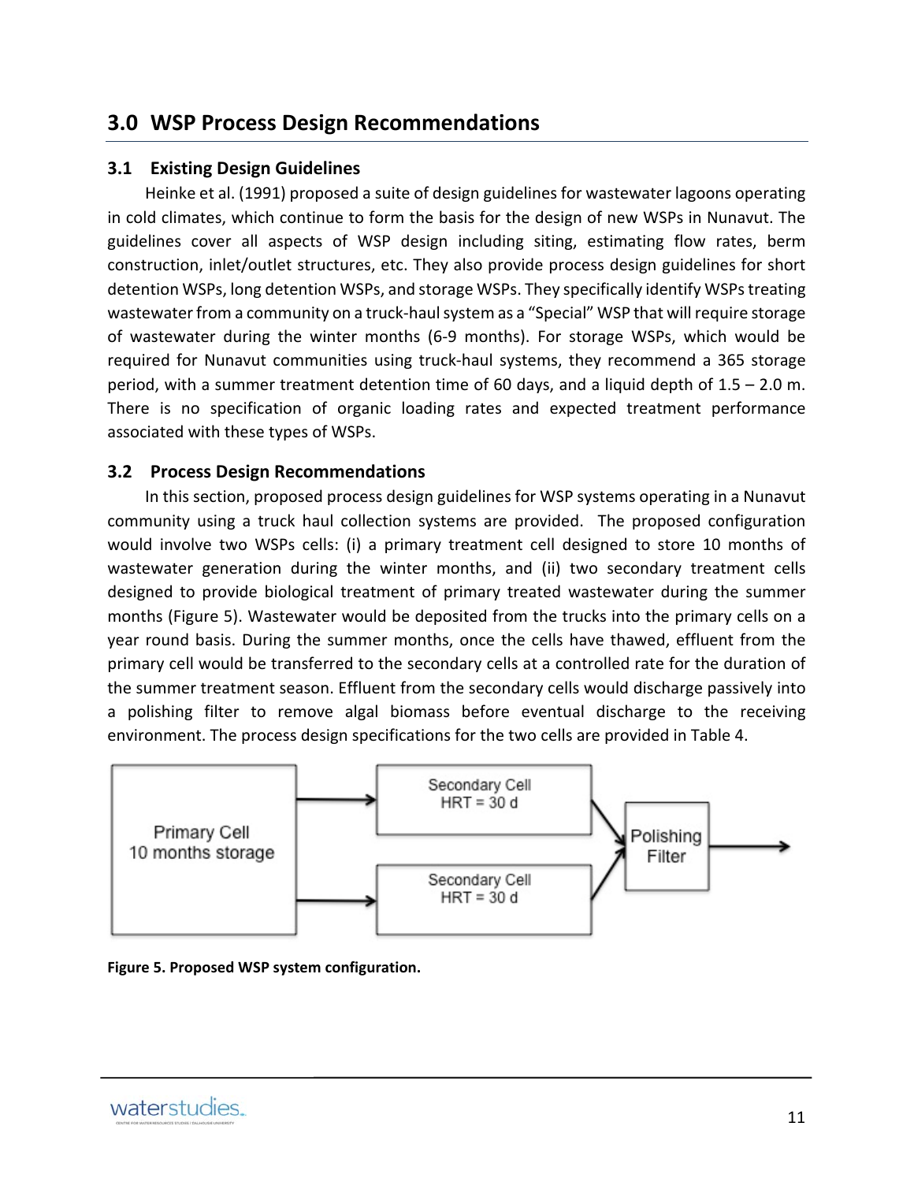## 3.0 WSP Process Design Recommendations

### 3.1 Existing Design Guidelines

Heinke et al. (1991) proposed a suite of design guidelines for wastewater lagoons operating in cold climates, which continue to form the basis for the design of new WSPs in Nunavut. The guidelines cover all aspects of WSP design including siting, estimating flow rates, berm construction, inlet/outlet structures, etc. They also provide process design guidelines for short detention WSPs, long detention WSPs, and storage WSPs. They specifically identify WSPs treating wastewater from a community on a truck-haul system as a "Special" WSP that will require storage of wastewater during the winter months (6-9 months). For storage WSPs, which would be required for Nunavut communities using truck-haul systems, they recommend a 365 storage period, with a summer treatment detention time of 60 days, and a liquid depth of 1.5 – 2.0 m. There is no specification of organic loading rates and expected treatment performance associated with these types of WSPs.

### 3.2 Process Design Recommendations

In this section, proposed process design guidelines for WSP systems operating in a Nunavut community using a truck haul collection systems are provided. The proposed configuration would involve two WSPs cells: (i) a primary treatment cell designed to store 10 months of wastewater generation during the winter months, and (ii) two secondary treatment cells designed to provide biological treatment of primary treated wastewater during the summer months (Figure 5). Wastewater would be deposited from the trucks into the primary cells on a year round basis. During the summer months, once the cells have thawed, effluent from the primary cell would be transferred to the secondary cells at a controlled rate for the duration of the summer treatment season. Effluent from the secondary cells would discharge passively into a polishing filter to remove algal biomass before eventual discharge to the receiving environment. The process design specifications for the two cells are provided in Table 4.

Primary Cell
10 months storage

Secondary Cell
HRT = 30 d

Secondary Cell
HRT = 30 d

Polishing Filter

**Figure 5. Proposed WSP system configuration.**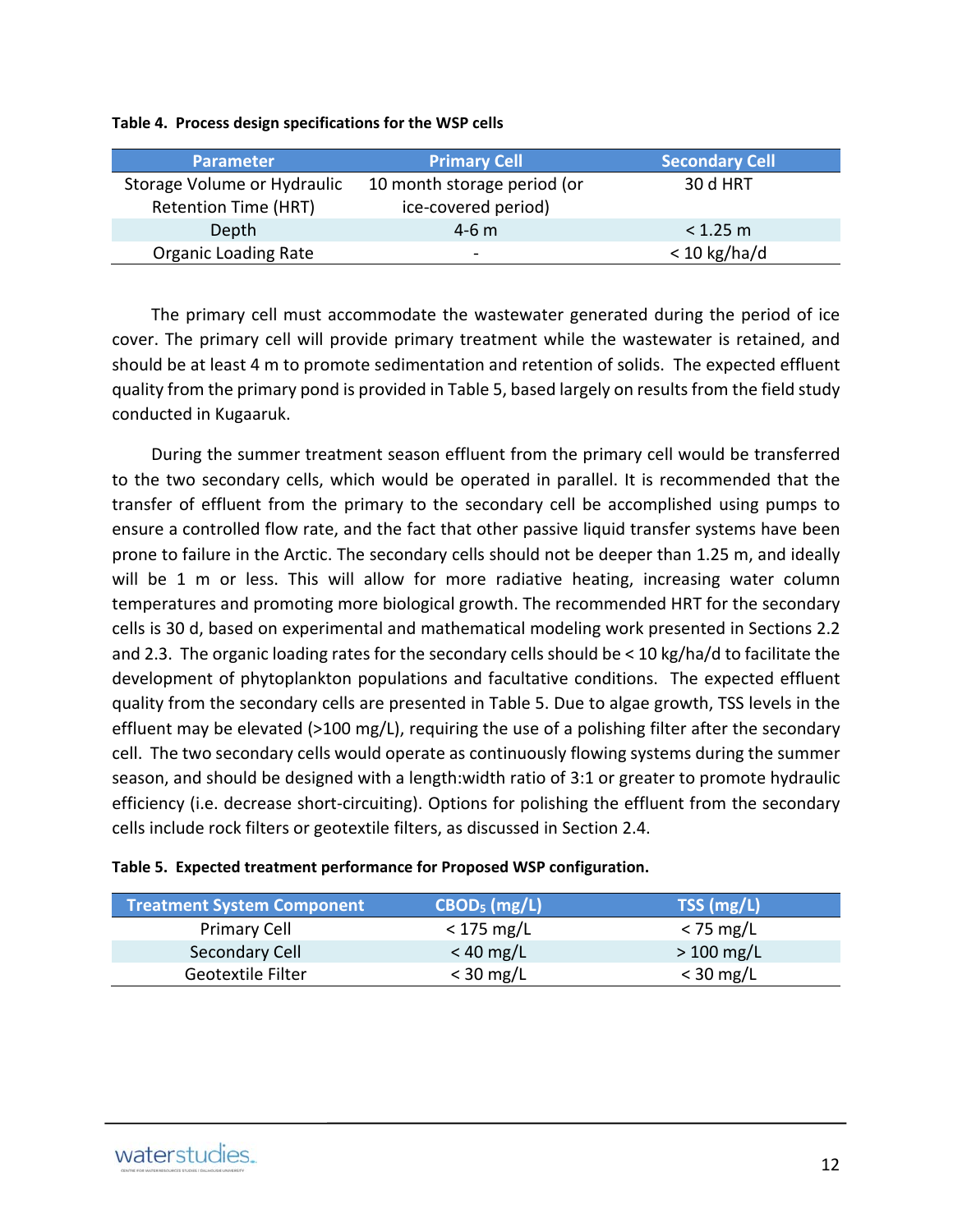**Table 4. Process design specifications for the WSP cells**

| Parameter | Primary Cell | Secondary Cell |
|---|---|---|
| Storage Volume or Hydraulic Retention Time (HRT) | 10 month storage period (or ice-covered period) | 30 d HRT |
| Depth | 4-6 m | < 1.25 m |
| Organic Loading Rate | - | < 10 kg/ha/d |

The primary cell must accommodate the wastewater generated during the period of ice cover. The primary cell will provide primary treatment while the wastewater is retained, and should be at least 4 m to promote sedimentation and retention of solids. The expected effluent quality from the primary pond is provided in Table 5, based largely on results from the field study conducted in Kugaaruk.

During the summer treatment season effluent from the primary cell would be transferred to the two secondary cells, which would be operated in parallel. It is recommended that the transfer of effluent from the primary to the secondary cell be accomplished using pumps to ensure a controlled flow rate, and the fact that other passive liquid transfer systems have been prone to failure in the Arctic. The secondary cells should not be deeper than 1.25 m, and ideally will be 1 m or less. This will allow for more radiative heating, increasing water column temperatures and promoting more biological growth. The recommended HRT for the secondary cells is 30 d, based on experimental and mathematical modeling work presented in Sections 2.2 and 2.3. The organic loading rates for the secondary cells should be < 10 kg/ha/d to facilitate the development of phytoplankton populations and facultative conditions. The expected effluent quality from the secondary cells are presented in Table 5. Due to algae growth, TSS levels in the effluent may be elevated (>100 mg/L), requiring the use of a polishing filter after the secondary cell. The two secondary cells would operate as continuously flowing systems during the summer season, and should be designed with a length:width ratio of 3:1 or greater to promote hydraulic efficiency (i.e. decrease short-circuiting). Options for polishing the effluent from the secondary cells include rock filters or geotextile filters, as discussed in Section 2.4.

**Table 5. Expected treatment performance for Proposed WSP configuration.**

| Treatment System Component | $CBOD_5$ (mg/L) | TSS (mg/L) |
|---|---|---|
| Primary Cell | < 175 mg/L | < 75 mg/L |
| Secondary Cell | < 40 mg/L | > 100 mg/L |
| Geotextile Filter | < 30 mg/L | < 30 mg/L |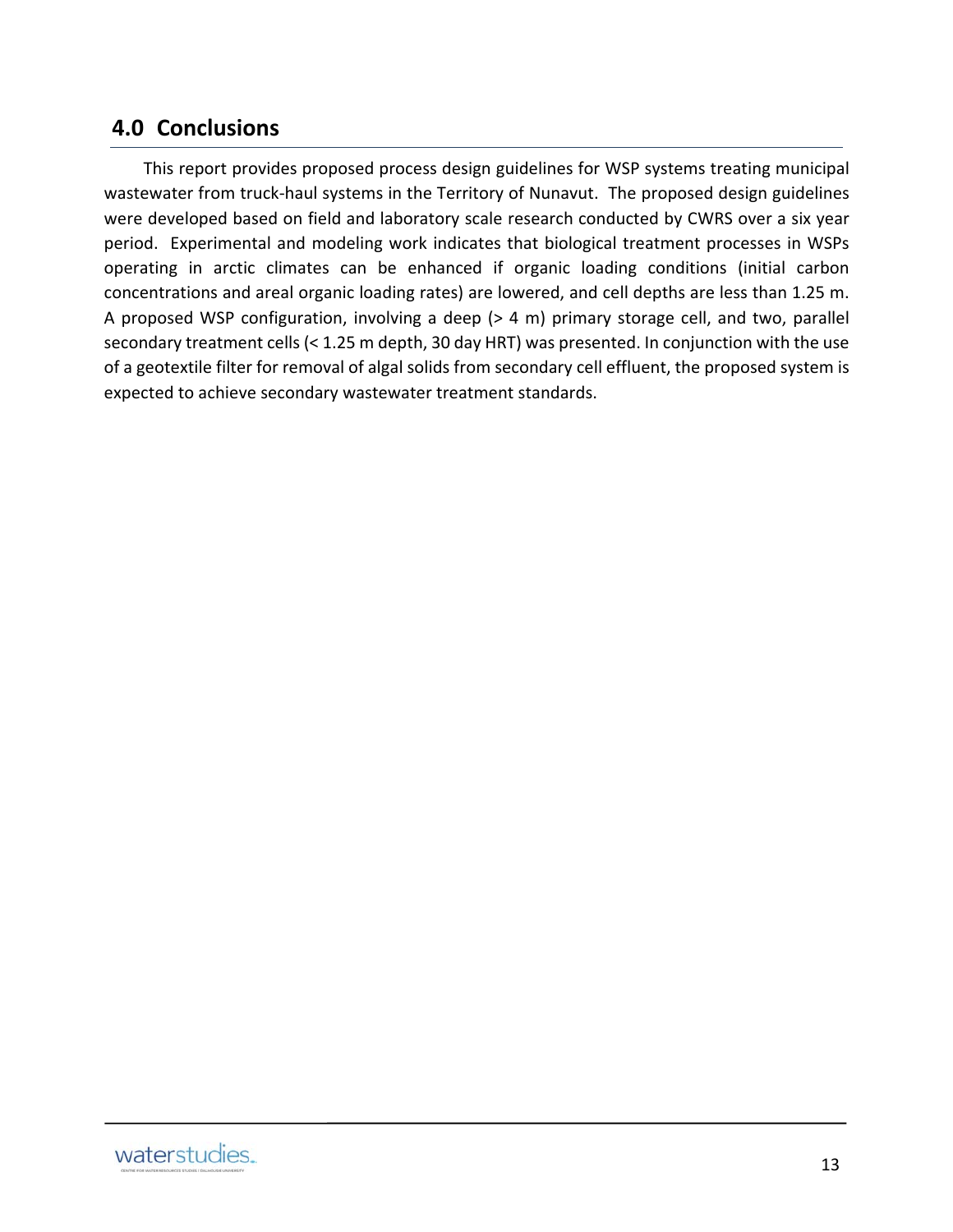## 4.0 Conclusions

This report provides proposed process design guidelines for WSP systems treating municipal wastewater from truck-haul systems in the Territory of Nunavut. The proposed design guidelines were developed based on field and laboratory scale research conducted by CWRS over a six year period. Experimental and modeling work indicates that biological treatment processes in WSPs operating in arctic climates can be enhanced if organic loading conditions (initial carbon concentrations and areal organic loading rates) are lowered, and cell depths are less than 1.25 m. A proposed WSP configuration, involving a deep (> 4 m) primary storage cell, and two, parallel secondary treatment cells (< 1.25 m depth, 30 day HRT) was presented. In conjunction with the use of a geotextile filter for removal of algal solids from secondary cell effluent, the proposed system is expected to achieve secondary wastewater treatment standards.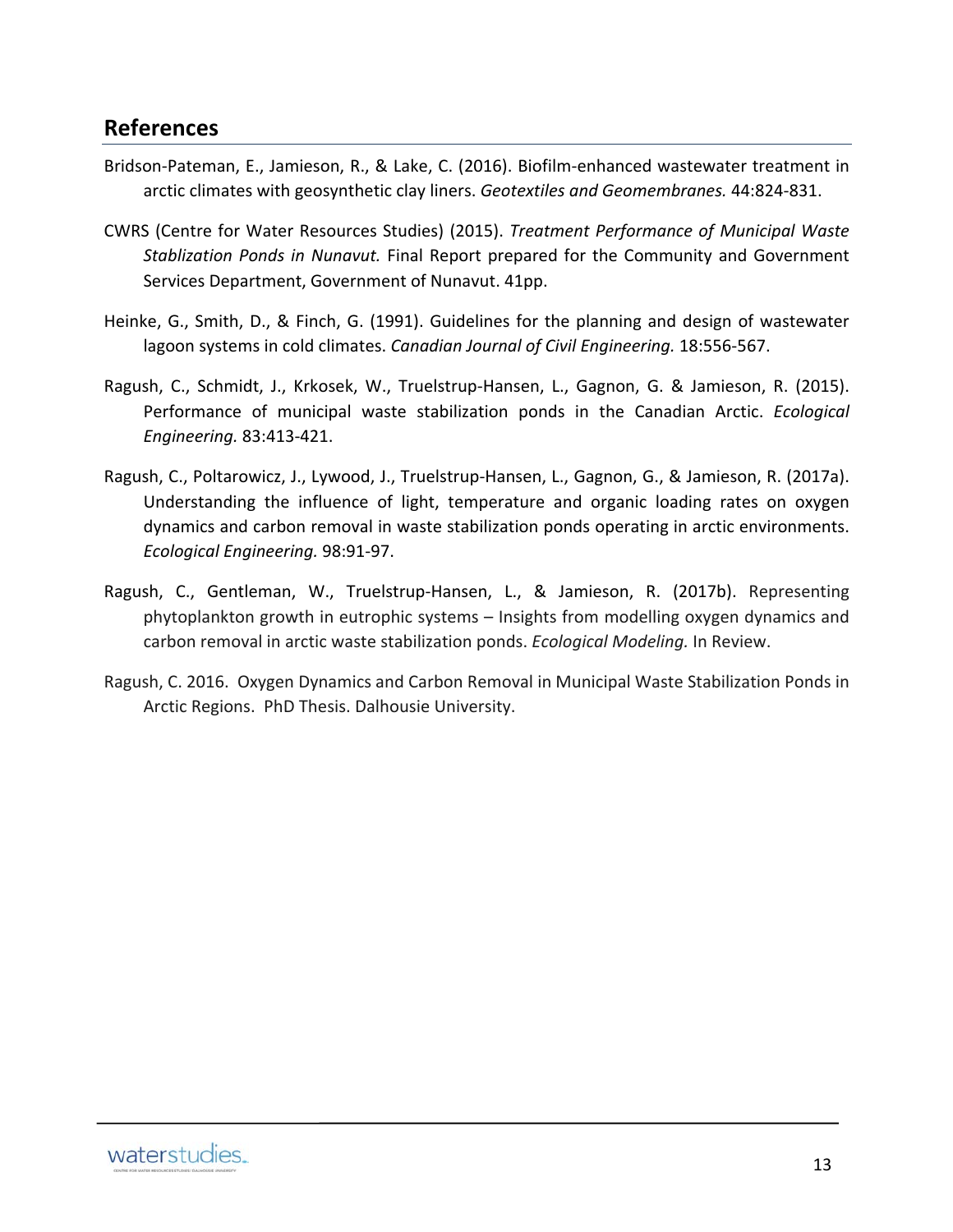## References

Bridson-Pateman, E., Jamieson, R., & Lake, C. (2016). Biofilm-enhanced wastewater treatment in arctic climates with geosynthetic clay liners. *Geotextiles and Geomembranes.* 44:824-831.

CWRS (Centre for Water Resources Studies) (2015). *Treatment Performance of Municipal Waste Stablization Ponds in Nunavut.* Final Report prepared for the Community and Government Services Department, Government of Nunavut. 41pp.

Heinke, G., Smith, D., & Finch, G. (1991). Guidelines for the planning and design of wastewater lagoon systems in cold climates. *Canadian Journal of Civil Engineering.* 18:556-567.

Ragush, C., Schmidt, J., Krkosek, W., Truelstrup-Hansen, L., Gagnon, G. & Jamieson, R. (2015). Performance of municipal waste stabilization ponds in the Canadian Arctic. *Ecological Engineering.* 83:413-421.

Ragush, C., Poltarowicz, J., Lywood, J., Truelstrup-Hansen, L., Gagnon, G., & Jamieson, R. (2017a). Understanding the influence of light, temperature and organic loading rates on oxygen dynamics and carbon removal in waste stabilization ponds operating in arctic environments. *Ecological Engineering.* 98:91-97.

Ragush, C., Gentleman, W., Truelstrup-Hansen, L., & Jamieson, R. (2017b). Representing phytoplankton growth in eutrophic systems – Insights from modelling oxygen dynamics and carbon removal in arctic waste stabilization ponds. *Ecological Modeling.* In Review.

Ragush, C. 2016. Oxygen Dynamics and Carbon Removal in Municipal Waste Stabilization Ponds in Arctic Regions. PhD Thesis. Dalhousie University.